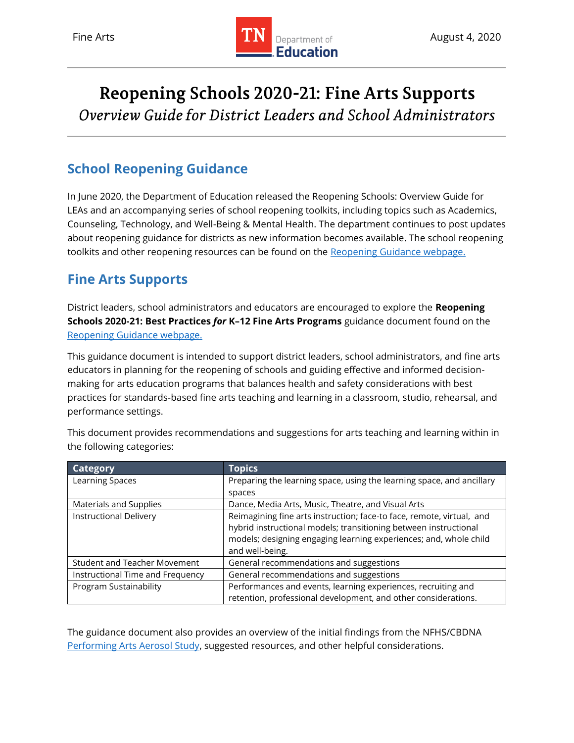# Reopening Schools 2020-21: Fine Arts Supports

*Overview Guide for District Leaders and School Administrators*

## School Reopening Guidance

In June 2020, the Department of Education released the Reopening Schools: Overview Guide for LEAs and an accompanying series of school reopening toolkits, including topics such as Academics, Counseling, Technology, and Well-Being & Mental Health. The department continues to post updates about reopening guidance for districts as new information becomes available. The school reopening toolkits and other reopening resources can be found on the [Reopening Guidance webpage.]()

## Fine Arts Supports

District leaders, school administrators and educators are encouraged to explore the **Reopening Schools 2020-21: Best Practices *for* K–12 Fine Arts Programs** guidance document found on the [Reopening Guidance webpage.]()

This guidance document is intended to support district leaders, school administrators, and fine arts educators in planning for the reopening of schools and guiding effective and informed decision-making for arts education programs that balances health and safety considerations with best practices for standards-based fine arts teaching and learning in a classroom, studio, rehearsal, and performance settings.

This document provides recommendations and suggestions for arts teaching and learning within in the following categories:

| Category | Topics |
|---|---|
| Learning Spaces | Preparing the learning space, using the learning space, and ancillary spaces |
| Materials and Supplies | Dance, Media Arts, Music, Theatre, and Visual Arts |
| Instructional Delivery | Reimagining fine arts instruction; face-to face, remote, virtual, and hybrid instructional models; transitioning between instructional models; designing engaging learning experiences; and, whole child and well-being. |
| Student and Teacher Movement | General recommendations and suggestions |
| Instructional Time and Frequency | General recommendations and suggestions |
| Program Sustainability | Performances and events, learning experiences, recruiting and retention, professional development, and other considerations. |

The guidance document also provides an overview of the initial findings from the NFHS/CBDNA [Performing Arts Aerosol Study](), suggested resources, and other helpful considerations.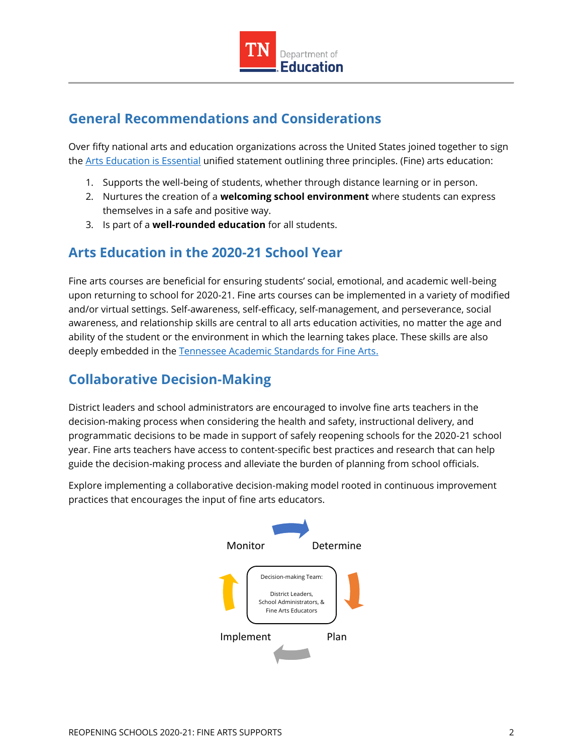## General Recommendations and Considerations

Over fifty national arts and education organizations across the United States joined together to sign the Arts Education is Essential unified statement outlining three principles. (Fine) arts education:

1. Supports the well-being of students, whether through distance learning or in person.
2. Nurtures the creation of a **welcoming school environment** where students can express themselves in a safe and positive way.
3. Is part of a **well-rounded education** for all students.

## Arts Education in the 2020-21 School Year

Fine arts courses are beneficial for ensuring students' social, emotional, and academic well-being upon returning to school for 2020-21. Fine arts courses can be implemented in a variety of modified and/or virtual settings. Self-awareness, self-efficacy, self-management, and perseverance, social awareness, and relationship skills are central to all arts education activities, no matter the age and ability of the student or the environment in which the learning takes place. These skills are also deeply embedded in the Tennessee Academic Standards for Fine Arts.

## Collaborative Decision-Making

District leaders and school administrators are encouraged to involve fine arts teachers in the decision-making process when considering the health and safety, instructional delivery, and programmatic decisions to be made in support of safely reopening schools for the 2020-21 school year. Fine arts teachers have access to content-specific best practices and research that can help guide the decision-making process and alleviate the burden of planning from school officials.

Explore implementing a collaborative decision-making model rooted in continuous improvement practices that encourages the input of fine arts educators.

Monitor → Determine → Plan → Implement → Monitor

Decision-making Team:

District Leaders, School Administrators, & Fine Arts Educators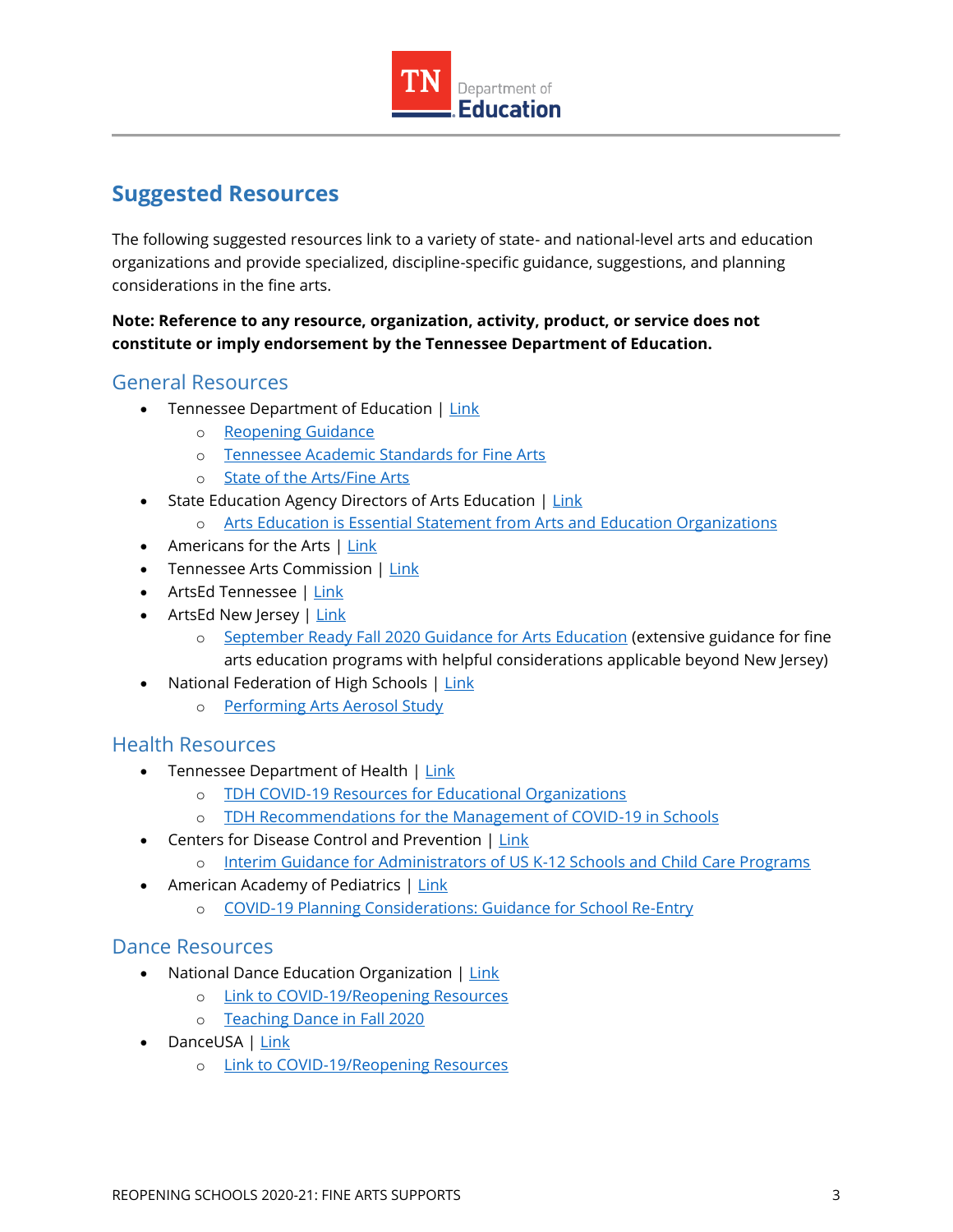## Suggested Resources

The following suggested resources link to a variety of state- and national-level arts and education organizations and provide specialized, discipline-specific guidance, suggestions, and planning considerations in the fine arts.

**Note: Reference to any resource, organization, activity, product, or service does not constitute or imply endorsement by the Tennessee Department of Education.**

### General Resources

- Tennessee Department of Education | Link
  - Reopening Guidance
  - Tennessee Academic Standards for Fine Arts
  - State of the Arts/Fine Arts
- State Education Agency Directors of Arts Education | Link
  - Arts Education is Essential Statement from Arts and Education Organizations
- Americans for the Arts | Link
- Tennessee Arts Commission | Link
- ArtsEd Tennessee | Link
- ArtsEd New Jersey | Link
  - September Ready Fall 2020 Guidance for Arts Education (extensive guidance for fine arts education programs with helpful considerations applicable beyond New Jersey)
- National Federation of High Schools | Link
  - Performing Arts Aerosol Study

### Health Resources

- Tennessee Department of Health | Link
  - TDH COVID-19 Resources for Educational Organizations
  - TDH Recommendations for the Management of COVID-19 in Schools
- Centers for Disease Control and Prevention | Link
  - Interim Guidance for Administrators of US K-12 Schools and Child Care Programs
- American Academy of Pediatrics | Link
  - COVID-19 Planning Considerations: Guidance for School Re-Entry

### Dance Resources

- National Dance Education Organization | Link
  - Link to COVID-19/Reopening Resources
  - Teaching Dance in Fall 2020
- DanceUSA | Link
  - Link to COVID-19/Reopening Resources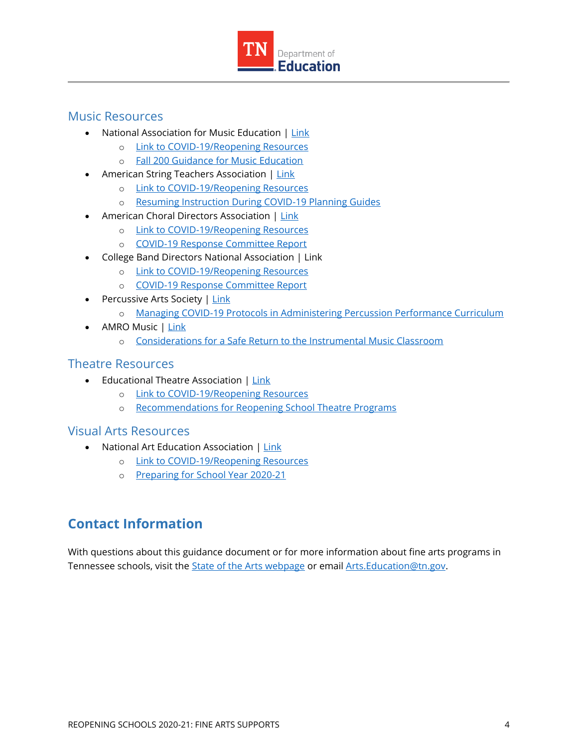## Music Resources

- National Association for Music Education | Link
  - Link to COVID-19/Reopening Resources
  - Fall 200 Guidance for Music Education
- American String Teachers Association | Link
  - Link to COVID-19/Reopening Resources
  - Resuming Instruction During COVID-19 Planning Guides
- American Choral Directors Association | Link
  - Link to COVID-19/Reopening Resources
  - COVID-19 Response Committee Report
- College Band Directors National Association | Link
  - Link to COVID-19/Reopening Resources
  - COVID-19 Response Committee Report
- Percussive Arts Society | Link
  - Managing COVID-19 Protocols in Administering Percussion Performance Curriculum
- AMRO Music | Link
  - Considerations for a Safe Return to the Instrumental Music Classroom

## Theatre Resources

- Educational Theatre Association | Link
  - Link to COVID-19/Reopening Resources
  - Recommendations for Reopening School Theatre Programs

## Visual Arts Resources

- National Art Education Association | Link
  - Link to COVID-19/Reopening Resources
  - Preparing for School Year 2020-21

# Contact Information

With questions about this guidance document or for more information about fine arts programs in Tennessee schools, visit the State of the Arts webpage or email Arts.Education@tn.gov.